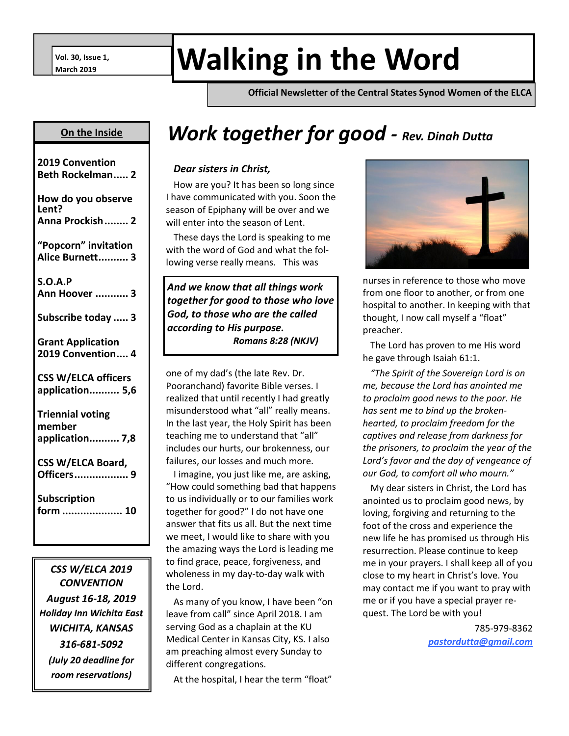Vol. 30, Issue 1,
March 2019

# Walking in the Word

**Official Newsletter of the Central States Synod Women of the ELCA**

**On the Inside**

**2019 Convention Beth Rockelman..... 2**

**How do you observe Lent? Anna Prockish........ 2**

**"Popcorn" invitation Alice Burnett.......... 3**

**S.O.A.P Ann Hoover ........... 3**

**Subscribe today ..... 3**

**Grant Application 2019 Convention.... 4**

**CSS W/ELCA officers application.......... 5,6**

**Triennial voting member application.......... 7,8**

**CSS W/ELCA Board, Officers.................. 9**

**Subscription form .................... 10**

***CSS W/ELCA 2019 CONVENTION***
***August 16-18, 2019***
***Holiday Inn Wichita East***
***WICHITA, KANSAS***
***316-681-5092***
***(July 20 deadline for room reservations)***

## *Work together for good - Rev. Dinah Dutta*

***Dear sisters in Christ,***

How are you? It has been so long since I have communicated with you. Soon the season of Epiphany will be over and we will enter into the season of Lent.

These days the Lord is speaking to me with the word of God and what the following verse really means. This was one of my dad's (the late Rev. Dr. Pooranchand) favorite Bible verses. I realized that until recently I had greatly misunderstood what "all" really means. In the last year, the Holy Spirit has been teaching me to understand that "all" includes our hurts, our brokenness, our failures, our losses and much more.

> ***And we know that all things work together for good to those who love God, to those who are the called according to His purpose.***
> ***Romans 8:28 (NKJV)***

I imagine, you just like me, are asking, "How could something bad that happens to us individually or to our families work together for good?" I do not have one answer that fits us all. But the next time we meet, I would like to share with you the amazing ways the Lord is leading me to find grace, peace, forgiveness, and wholeness in my day-to-day walk with the Lord.

As many of you know, I have been "on leave from call" since April 2018. I am serving God as a chaplain at the KU Medical Center in Kansas City, KS. I also am preaching almost every Sunday to different congregations.

At the hospital, I hear the term "float" nurses in reference to those who move from one floor to another, or from one hospital to another. In keeping with that thought, I now call myself a "float" preacher.

The Lord has proven to me His word he gave through Isaiah 61:1.

*"The Spirit of the Sovereign Lord is on me, because the Lord has anointed me to proclaim good news to the poor. He has sent me to bind up the broken-hearted, to proclaim freedom for the captives and release from darkness for the prisoners, to proclaim the year of the Lord's favor and the day of vengeance of our God, to comfort all who mourn."*

My dear sisters in Christ, the Lord has anointed us to proclaim good news, by loving, forgiving and returning to the foot of the cross and experience the new life he has promised us through His resurrection. Please continue to keep me in your prayers. I shall keep all of you close to my heart in Christ's love. You may contact me if you want to pray with me or if you have a special prayer request. The Lord be with you!

785-979-8362
*pastordutta@gmail.com*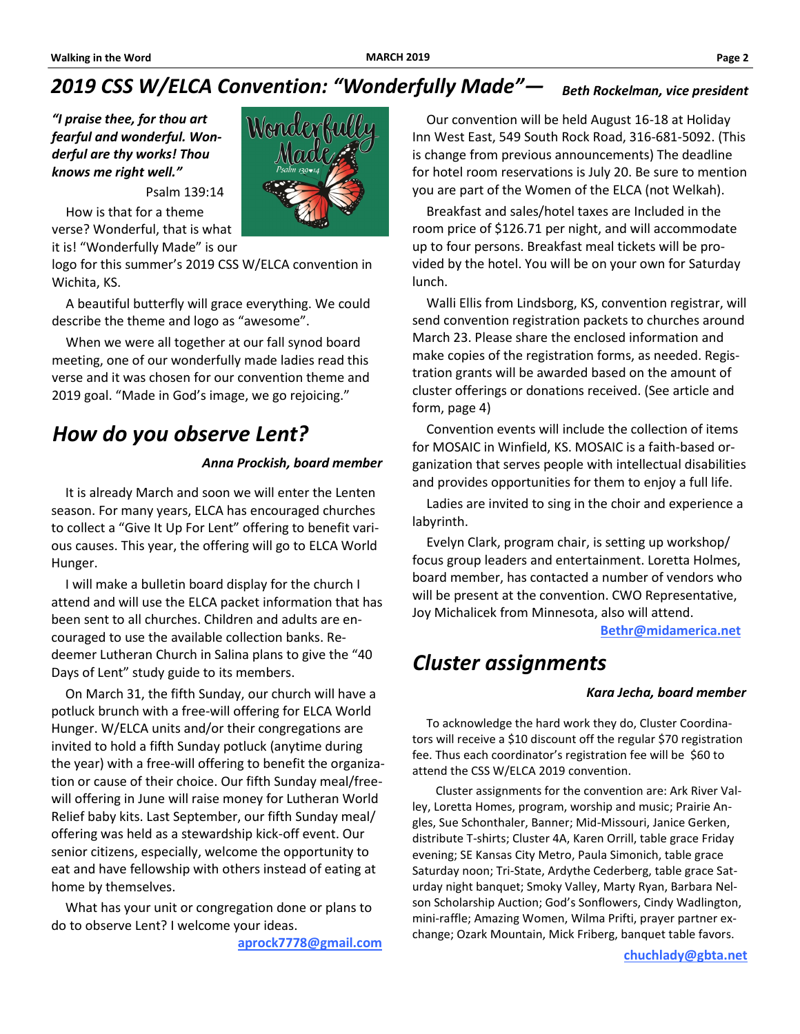## 2019 CSS W/ELCA Convention: "Wonderfully Made"— *Beth Rockelman, vice president*

***"I praise thee, for thou art fearful and wonderful. Wonderful are thy works! Thou knows me right well."***

Psalm 139:14

How is that for a theme verse? Wonderful, that is what it is! "Wonderfully Made" is our logo for this summer's 2019 CSS W/ELCA convention in Wichita, KS.

A beautiful butterfly will grace everything. We could describe the theme and logo as "awesome".

When we were all together at our fall synod board meeting, one of our wonderfully made ladies read this verse and it was chosen for our convention theme and 2019 goal. "Made in God's image, we go rejoicing."

Our convention will be held August 16-18 at Holiday Inn West East, 549 South Rock Road, 316-681-5092. (This is change from previous announcements) The deadline for hotel room reservations is July 20. Be sure to mention you are part of the Women of the ELCA (not Welkah).

Breakfast and sales/hotel taxes are Included in the room price of $126.71 per night, and will accommodate up to four persons. Breakfast meal tickets will be provided by the hotel. You will be on your own for Saturday lunch.

Walli Ellis from Lindsborg, KS, convention registrar, will send convention registration packets to churches around March 23. Please share the enclosed information and make copies of the registration forms, as needed. Registration grants will be awarded based on the amount of cluster offerings or donations received. (See article and form, page 4)

Convention events will include the collection of items for MOSAIC in Winfield, KS. MOSAIC is a faith-based organization that serves people with intellectual disabilities and provides opportunities for them to enjoy a full life.

Ladies are invited to sing in the choir and experience a labyrinth.

Evelyn Clark, program chair, is setting up workshop/focus group leaders and entertainment. Loretta Holmes, board member, has contacted a number of vendors who will be present at the convention. CWO Representative, Joy Michalicek from Minnesota, also will attend.

Bethr@midamerica.net

## How do you observe Lent?

***Anna Prockish, board member***

It is already March and soon we will enter the Lenten season. For many years, ELCA has encouraged churches to collect a "Give It Up For Lent" offering to benefit various causes. This year, the offering will go to ELCA World Hunger.

I will make a bulletin board display for the church I attend and will use the ELCA packet information that has been sent to all churches. Children and adults are encouraged to use the available collection banks. Redeemer Lutheran Church in Salina plans to give the "40 Days of Lent" study guide to its members.

On March 31, the fifth Sunday, our church will have a potluck brunch with a free-will offering for ELCA World Hunger. W/ELCA units and/or their congregations are invited to hold a fifth Sunday potluck (anytime during the year) with a free-will offering to benefit the organization or cause of their choice. Our fifth Sunday meal/free-will offering in June will raise money for Lutheran World Relief baby kits. Last September, our fifth Sunday meal/offering was held as a stewardship kick-off event. Our senior citizens, especially, welcome the opportunity to eat and have fellowship with others instead of eating at home by themselves.

What has your unit or congregation done or plans to do to observe Lent? I welcome your ideas.

aprock7778@gmail.com

## Cluster assignments

***Kara Jecha, board member***

To acknowledge the hard work they do, Cluster Coordinators will receive a $10 discount off the regular $70 registration fee. Thus each coordinator's registration fee will be $60 to attend the CSS W/ELCA 2019 convention.

Cluster assignments for the convention are: Ark River Valley, Loretta Homes, program, worship and music; Prairie Angles, Sue Schonthaler, Banner; Mid-Missouri, Janice Gerken, distribute T-shirts; Cluster 4A, Karen Orrill, table grace Friday evening; SE Kansas City Metro, Paula Simonich, table grace Saturday noon; Tri-State, Ardythe Cederberg, table grace Saturday night banquet; Smoky Valley, Marty Ryan, Barbara Nelson Scholarship Auction; God's Sonflowers, Cindy Wadlington, mini-raffle; Amazing Women, Wilma Prifti, prayer partner exchange; Ozark Mountain, Mick Friberg, banquet table favors.

chuchlady@gbta.net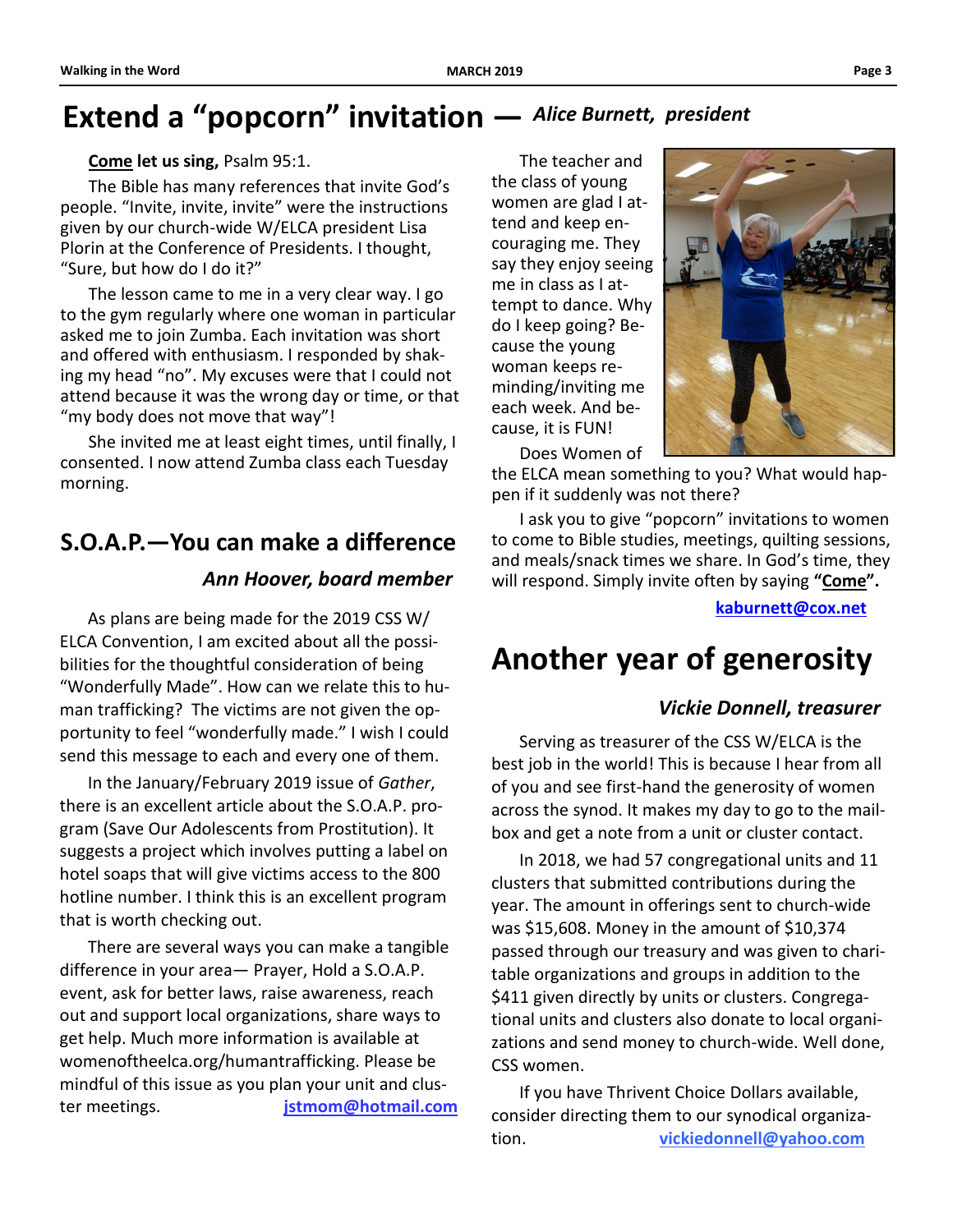# Extend a "popcorn" invitation — *Alice Burnett, president*

**Come let us sing,** Psalm 95:1.

The Bible has many references that invite God's people. "Invite, invite, invite" were the instructions given by our church-wide W/ELCA president Lisa Plorin at the Conference of Presidents. I thought, "Sure, but how do I do it?"

The lesson came to me in a very clear way. I go to the gym regularly where one woman in particular asked me to join Zumba. Each invitation was short and offered with enthusiasm. I responded by shaking my head "no". My excuses were that I could not attend because it was the wrong day or time, or that "my body does not move that way"!

She invited me at least eight times, until finally, I consented. I now attend Zumba class each Tuesday morning.

The teacher and the class of young women are glad I attend and keep encouraging me. They say they enjoy seeing me in class as I attempt to dance. Why do I keep going? Because the young woman keeps reminding/inviting me each week. And because, it is FUN!

Does Women of the ELCA mean something to you? What would happen if it suddenly was not there?

I ask you to give "popcorn" invitations to women to come to Bible studies, meetings, quilting sessions, and meals/snack times we share. In God's time, they will respond. Simply invite often by saying **"Come".**

kaburnett@cox.net

## S.O.A.P.—You can make a difference

***Ann Hoover, board member***

As plans are being made for the 2019 CSS W/ELCA Convention, I am excited about all the possibilities for the thoughtful consideration of being "Wonderfully Made". How can we relate this to human trafficking? The victims are not given the opportunity to feel "wonderfully made." I wish I could send this message to each and every one of them.

In the January/February 2019 issue of *Gather*, there is an excellent article about the S.O.A.P. program (Save Our Adolescents from Prostitution). It suggests a project which involves putting a label on hotel soaps that will give victims access to the 800 hotline number. I think this is an excellent program that is worth checking out.

There are several ways you can make a tangible difference in your area— Prayer, Hold a S.O.A.P. event, ask for better laws, raise awareness, reach out and support local organizations, share ways to get help. Much more information is available at womenoftheelca.org/humantrafficking. Please be mindful of this issue as you plan your unit and cluster meetings.

jstmom@hotmail.com

# Another year of generosity

***Vickie Donnell, treasurer***

Serving as treasurer of the CSS W/ELCA is the best job in the world! This is because I hear from all of you and see first-hand the generosity of women across the synod. It makes my day to go to the mailbox and get a note from a unit or cluster contact.

In 2018, we had 57 congregational units and 11 clusters that submitted contributions during the year. The amount in offerings sent to church-wide was $15,608. Money in the amount of $10,374 passed through our treasury and was given to charitable organizations and groups in addition to the $411 given directly by units or clusters. Congregational units and clusters also donate to local organizations and send money to church-wide. Well done, CSS women.

If you have Thrivent Choice Dollars available, consider directing them to our synodical organization.

vickiedonnell@yahoo.com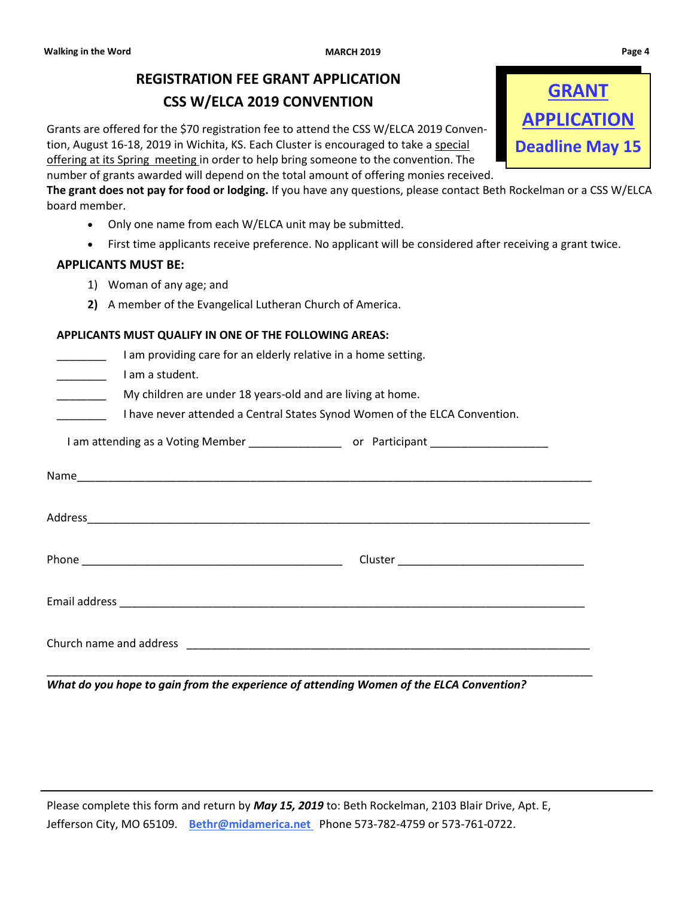## REGISTRATION FEE GRANT APPLICATION

## CSS W/ELCA 2019 CONVENTION

**GRANT APPLICATION**

**Deadline May 15**

Grants are offered for the $70 registration fee to attend the CSS W/ELCA 2019 Convention, August 16-18, 2019 in Wichita, KS. Each Cluster is encouraged to take a special offering at its Spring meeting in order to help bring someone to the convention. The number of grants awarded will depend on the total amount of offering monies received. **The grant does not pay for food or lodging.** If you have any questions, please contact Beth Rockelman or a CSS W/ELCA board member.

- Only one name from each W/ELCA unit may be submitted.
- First time applicants receive preference. No applicant will be considered after receiving a grant twice.

**APPLICANTS MUST BE:**

1) Woman of any age; and
2) A member of the Evangelical Lutheran Church of America.

**APPLICANTS MUST QUALIFY IN ONE OF THE FOLLOWING AREAS:**

________ I am providing care for an elderly relative in a home setting.

________ I am a student.

________ My children are under 18 years-old and are living at home.

________ I have never attended a Central States Synod Women of the ELCA Convention.

I am attending as a Voting Member _______________ or Participant ___________________

Name_________________________________________________________________________________

Address_______________________________________________________________________________

Phone ________________________________________ Cluster ______________________________

Email address _________________________________________________________________________

Church name and address ________________________________________________________________

_____________________________________________________________________________________

***What do you hope to gain from the experience of attending Women of the ELCA Convention?***

---

Please complete this form and return by ***May 15, 2019*** to: Beth Rockelman, 2103 Blair Drive, Apt. E, Jefferson City, MO 65109. Bethr@midamerica.net Phone 573-782-4759 or 573-761-0722.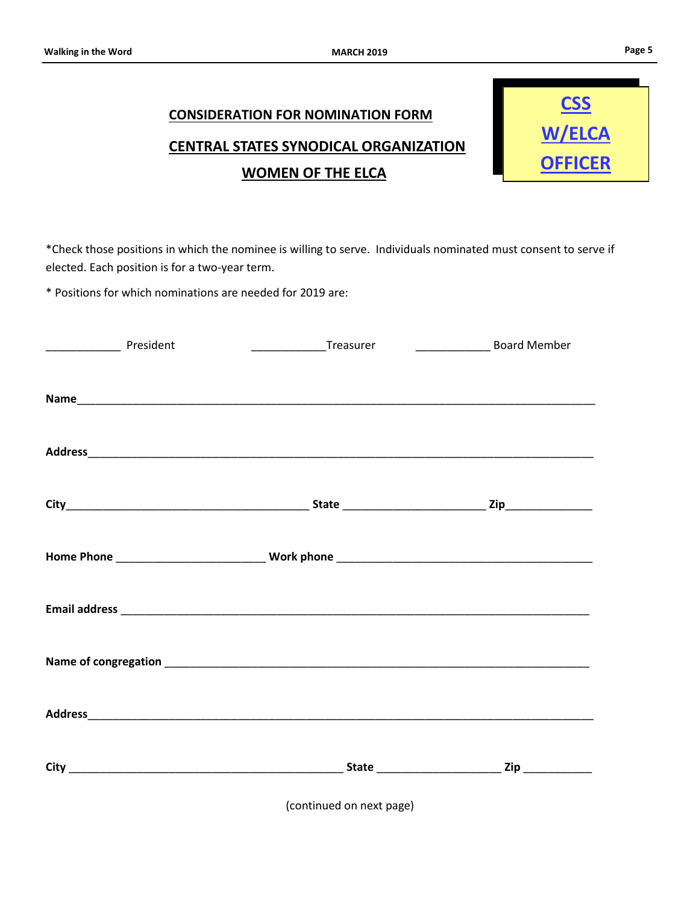**CSS W/ELCA OFFICER**

## CONSIDERATION FOR NOMINATION FORM

## CENTRAL STATES SYNODICAL ORGANIZATION

## WOMEN OF THE ELCA

*Check those positions in which the nominee is willing to serve. Individuals nominated must consent to serve if elected. Each position is for a two-year term.

* Positions for which nominations are needed for 2019 are:

____________ President ____________Treasurer ____________ Board Member

**Name**____________________________________________________________________________

**Address**__________________________________________________________________________

**City**_____________________________________ **State** ______________________ **Zip**______________

**Home Phone** ________________________ **Work phone** ________________________________________

**Email address** ____________________________________________________________________

**Name of congregation** ______________________________________________________________

**Address**__________________________________________________________________________

**City** ____________________________________________ **State** ___________________ **Zip** ___________

(continued on next page)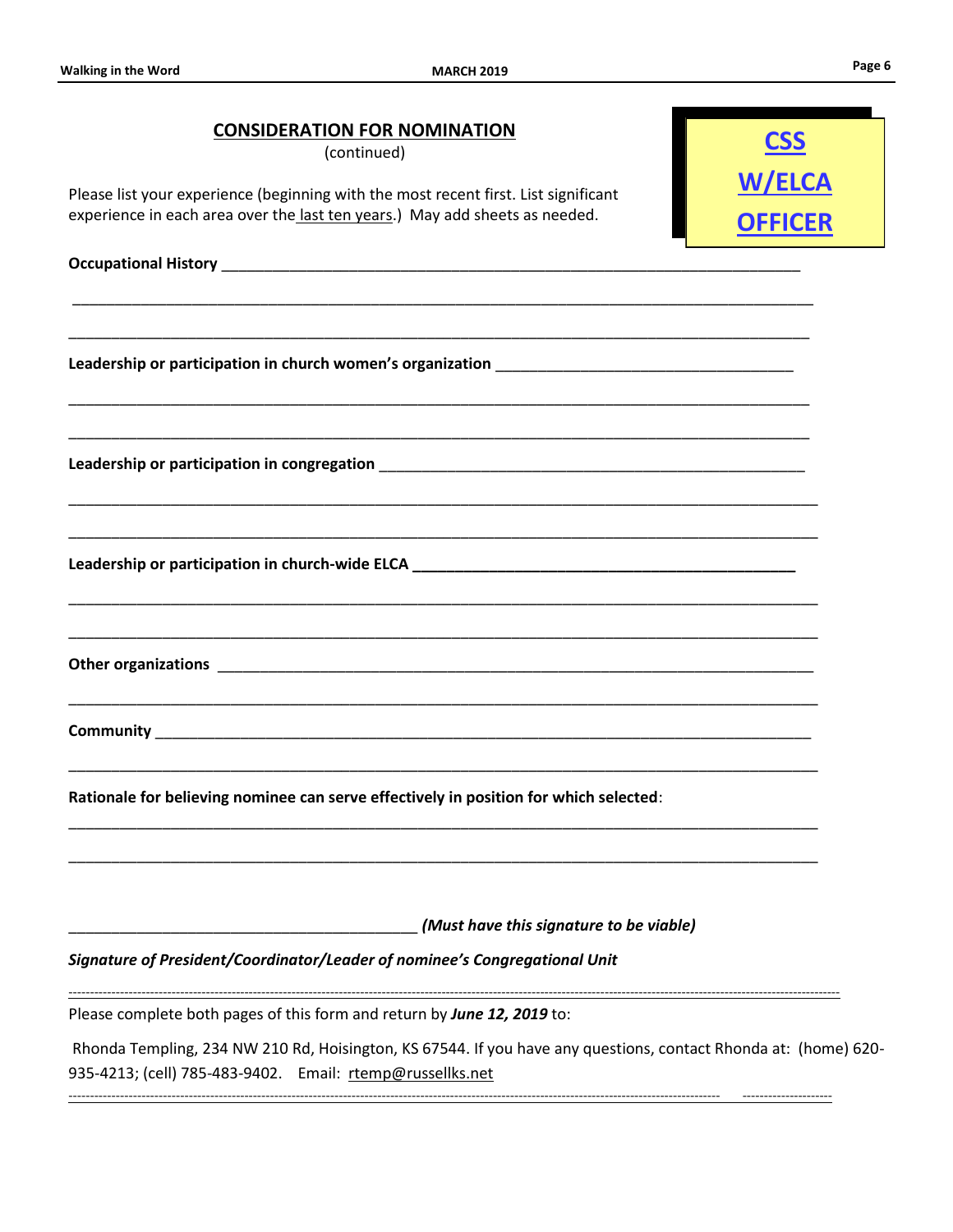**CSS W/ELCA OFFICER**

## CONSIDERATION FOR NOMINATION

(continued)

Please list your experience (beginning with the most recent first. List significant experience in each area over the last ten years.) May add sheets as needed.

**Occupational History** ______________________________________________________________________

______________________________________________________________________________________

______________________________________________________________________________________

**Leadership or participation in church women's organization** ____________________________________

______________________________________________________________________________________

______________________________________________________________________________________

**Leadership or participation in congregation** ______________________________________________

______________________________________________________________________________________

______________________________________________________________________________________

**Leadership or participation in church-wide ELCA** ___________________________________________

______________________________________________________________________________________

______________________________________________________________________________________

**Other organizations** ________________________________________________________________________

______________________________________________________________________________________

**Community** ______________________________________________________________________________

______________________________________________________________________________________

**Rationale for believing nominee can serve effectively in position for which selected**:

______________________________________________________________________________________

______________________________________________________________________________________

_________________________________________ ***(Must have this signature to be viable)***

***Signature of President/Coordinator/Leader of nominee's Congregational Unit***

---

Please complete both pages of this form and return by ***June 12, 2019*** to:

Rhonda Templing, 234 NW 210 Rd, Hoisington, KS 67544. If you have any questions, contact Rhonda at: (home) 620-935-4213; (cell) 785-483-9402. Email: rtemp@russellks.net

---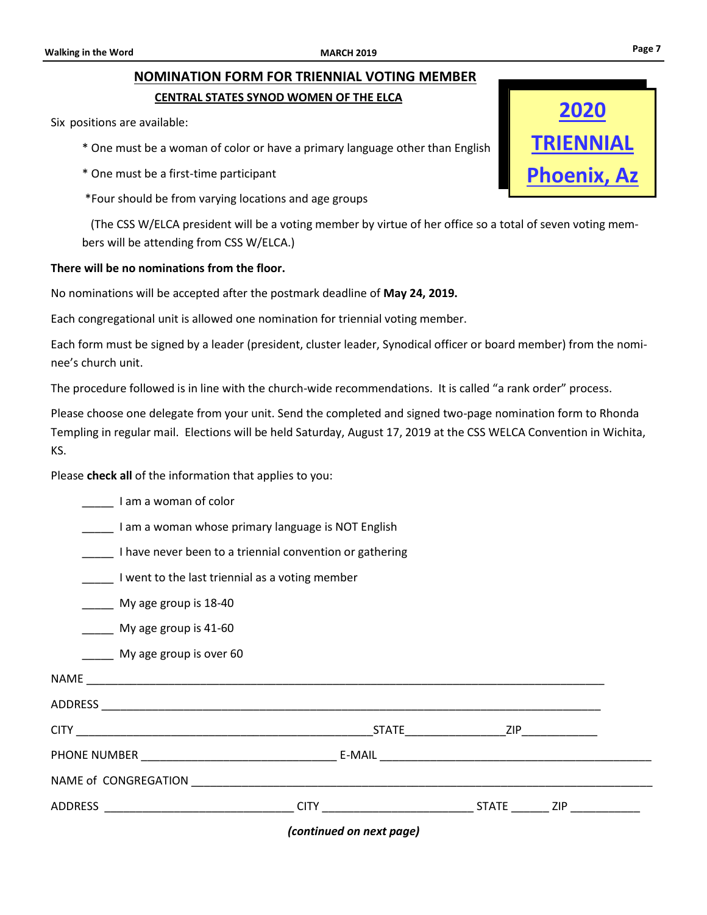## NOMINATION FORM FOR TRIENNIAL VOTING MEMBER

### CENTRAL STATES SYNOD WOMEN OF THE ELCA

**2020 TRIENNIAL Phoenix, Az**

Six positions are available:

* One must be a woman of color or have a primary language other than English

* One must be a first-time participant

*Four should be from varying locations and age groups

(The CSS W/ELCA president will be a voting member by virtue of her office so a total of seven voting members will be attending from CSS W/ELCA.)

**There will be no nominations from the floor.**

No nominations will be accepted after the postmark deadline of **May 24, 2019.**

Each congregational unit is allowed one nomination for triennial voting member.

Each form must be signed by a leader (president, cluster leader, Synodical officer or board member) from the nominee's church unit.

The procedure followed is in line with the church-wide recommendations. It is called "a rank order" process.

Please choose one delegate from your unit. Send the completed and signed two-page nomination form to Rhonda Templing in regular mail. Elections will be held Saturday, August 17, 2019 at the CSS WELCA Convention in Wichita, KS.

Please **check all** of the information that applies to you:

_____ I am a woman of color

_____ I am a woman whose primary language is NOT English

_____ I have never been to a triennial convention or gathering

_____ I went to the last triennial as a voting member

_____ My age group is 18-40

_____ My age group is 41-60

_____ My age group is over 60

NAME ___________________________________________________________________________

ADDRESS ________________________________________________________________________

CITY ____________________________________________STATE_______________ZIP____________

PHONE NUMBER ______________________________ E-MAIL __________________________________________

NAME of CONGREGATION _________________________________________________________________

ADDRESS _____________________________ CITY _______________________ STATE ______ ZIP ___________

*(continued on next page)*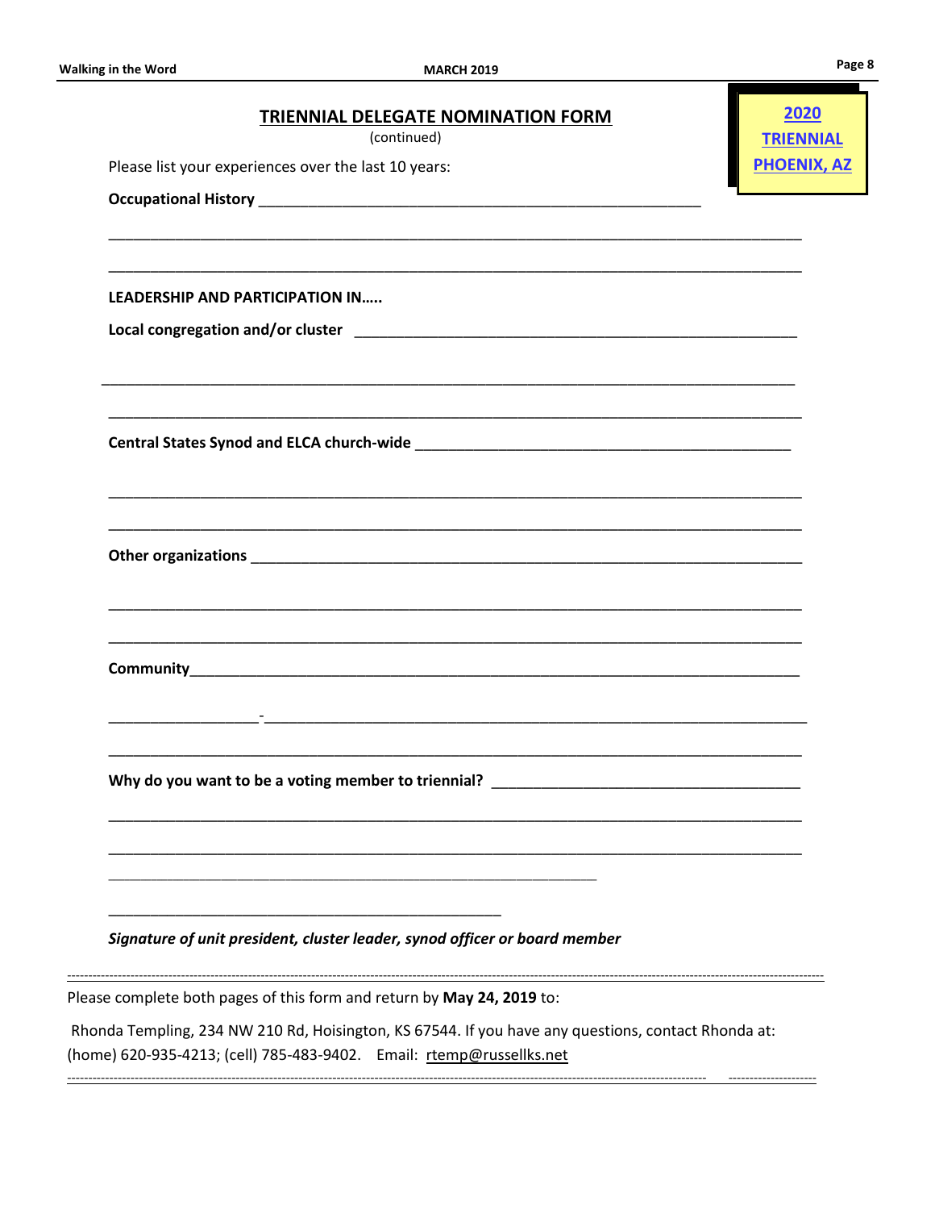**2020 TRIENNIAL PHOENIX, AZ**

## TRIENNIAL DELEGATE NOMINATION FORM

(continued)

Please list your experiences over the last 10 years:

**Occupational History** ______________________________________________________

_____________________________________________________________________________

_____________________________________________________________________________

**LEADERSHIP AND PARTICIPATION IN…..**

**Local congregation and/or cluster** ________________________________________________

_____________________________________________________________________________

_____________________________________________________________________________

**Central States Synod and ELCA church-wide** ________________________________________

_____________________________________________________________________________

_____________________________________________________________________________

**Other organizations** _______________________________________________________

_____________________________________________________________________________

_____________________________________________________________________________

**Community**_______________________________________________________________

_____________________________________________________________________________

_____________________________________________________________________________

**Why do you want to be a voting member to triennial?** ___________________________________

_____________________________________________________________________________

_____________________________________________________________________________

_____________________________________________________________

_________________________________________________

***Signature of unit president, cluster leader, synod officer or board member***

---

Please complete both pages of this form and return by **May 24, 2019** to:

Rhonda Templing, 234 NW 210 Rd, Hoisington, KS 67544. If you have any questions, contact Rhonda at: (home) 620-935-4213; (cell) 785-483-9402. Email: rtemp@russellks.net

---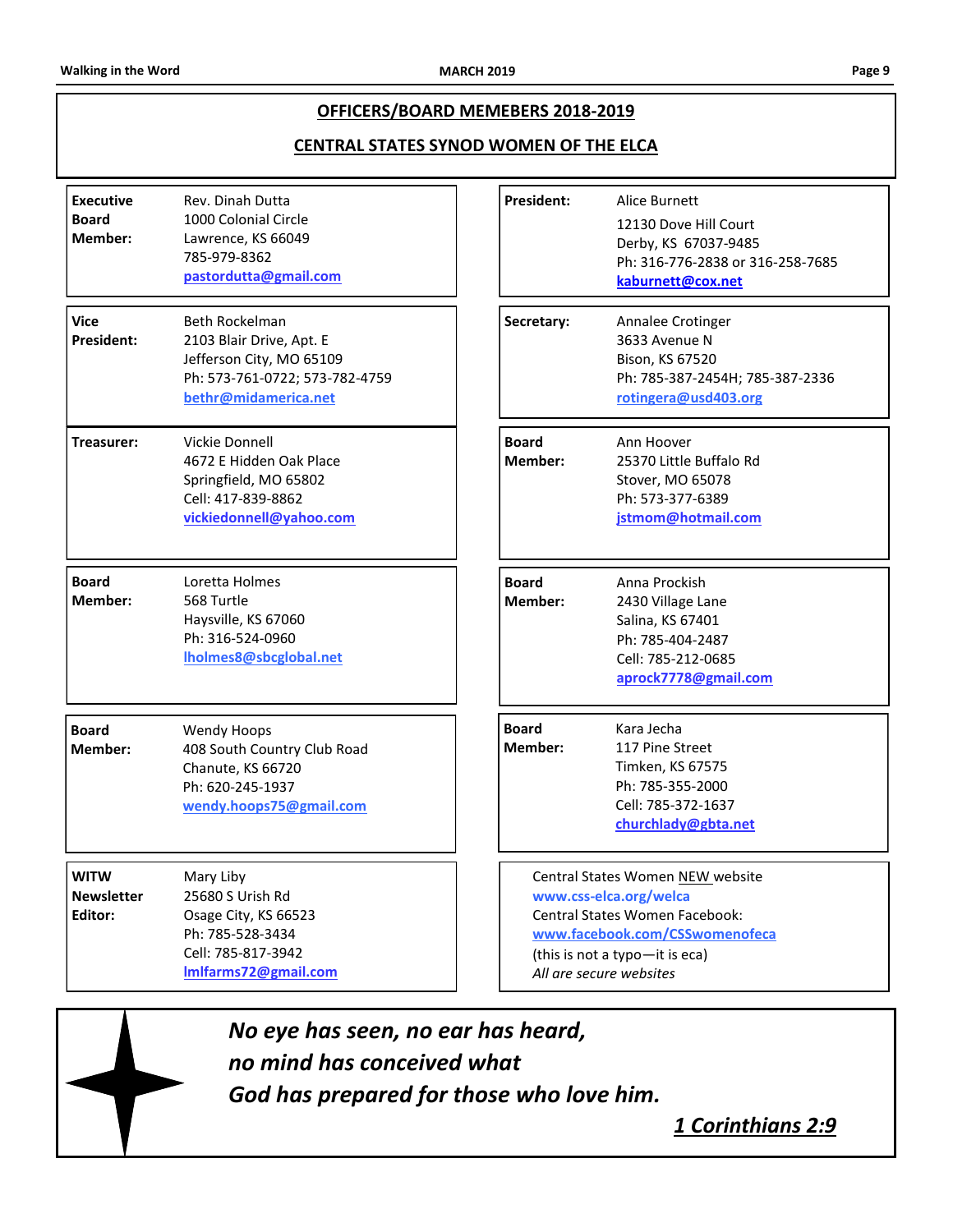## OFFICERS/BOARD MEMEBERS 2018-2019

## CENTRAL STATES SYNOD WOMEN OF THE ELCA

**Executive Board Member:**
Rev. Dinah Dutta
1000 Colonial Circle
Lawrence, KS 66049
785-979-8362
pastordutta@gmail.com

**President:**
Alice Burnett
12130 Dove Hill Court
Derby, KS 67037-9485
Ph: 316-776-2838 or 316-258-7685
kaburnett@cox.net

**Vice President:**
Beth Rockelman
2103 Blair Drive, Apt. E
Jefferson City, MO 65109
Ph: 573-761-0722; 573-782-4759
bethr@midamerica.net

**Secretary:**
Annalee Crotinger
3633 Avenue N
Bison, KS 67520
Ph: 785-387-2454H; 785-387-2336
rotingera@usd403.org

**Treasurer:**
Vickie Donnell
4672 E Hidden Oak Place
Springfield, MO 65802
Cell: 417-839-8862
vickiedonnell@yahoo.com

**Board Member:**
Ann Hoover
25370 Little Buffalo Rd
Stover, MO 65078
Ph: 573-377-6389
jstmom@hotmail.com

**Board Member:**
Loretta Holmes
568 Turtle
Haysville, KS 67060
Ph: 316-524-0960
lholmes8@sbcglobal.net

**Board Member:**
Anna Prockish
2430 Village Lane
Salina, KS 67401
Ph: 785-404-2487
Cell: 785-212-0685
aprock7778@gmail.com

**Board Member:**
Wendy Hoops
408 South Country Club Road
Chanute, KS 66720
Ph: 620-245-1937
wendy.hoops75@gmail.com

**Board Member:**
Kara Jecha
117 Pine Street
Timken, KS 67575
Ph: 785-355-2000
Cell: 785-372-1637
churchlady@gbta.net

**WITW Newsletter Editor:**
Mary Liby
25680 S Urish Rd
Osage City, KS 66523
Ph: 785-528-3434
Cell: 785-817-3942
lmlfarms72@gmail.com

Central States Women NEW website
www.css-elca.org/welca
Central States Women Facebook:
www.facebook.com/CSSwomenofeca
(this is not a typo—it is eca)
*All are secure websites*

***No eye has seen, no ear has heard,***
***no mind has conceived what***
***God has prepared for those who love him.***

***1 Corinthians 2:9***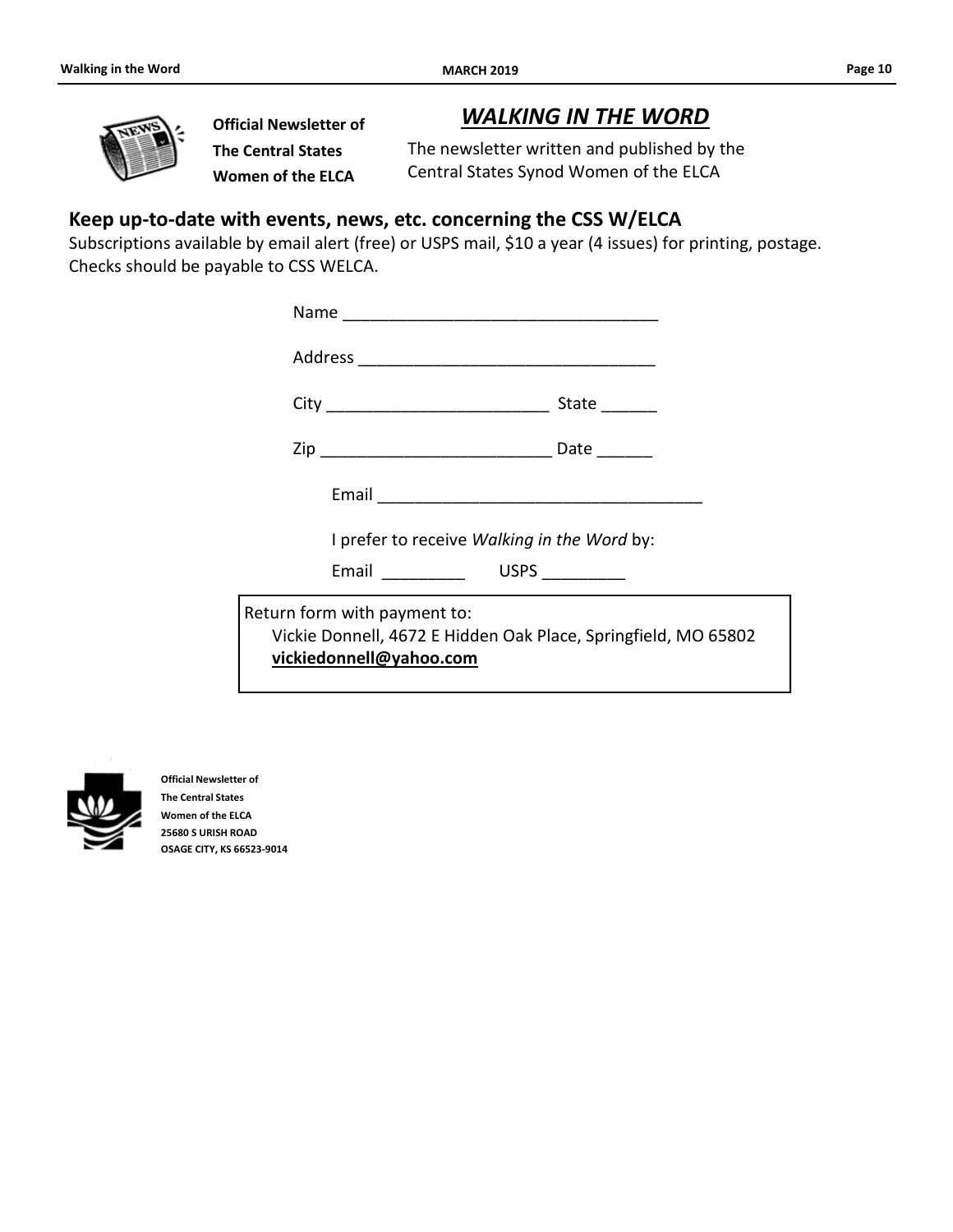**Official Newsletter of The Central States Women of the ELCA**

## *WALKING IN THE WORD*

The newsletter written and published by the Central States Synod Women of the ELCA

### Keep up-to-date with events, news, etc. concerning the CSS W/ELCA

Subscriptions available by email alert (free) or USPS mail, $10 a year (4 issues) for printing, postage. Checks should be payable to CSS WELCA.

Name ________________________________

Address ______________________________

City ______________________ State ______

Zip _______________________ Date ______

Email ________________________________

I prefer to receive *Walking in the Word* by:

Email _________ USPS _________

Return form with payment to:
Vickie Donnell, 4672 E Hidden Oak Place, Springfield, MO 65802
**vickiedonnell@yahoo.com**

**Official Newsletter of**
**The Central States**
**Women of the ELCA**
**25680 S URISH ROAD**
**OSAGE CITY, KS 66523-9014**